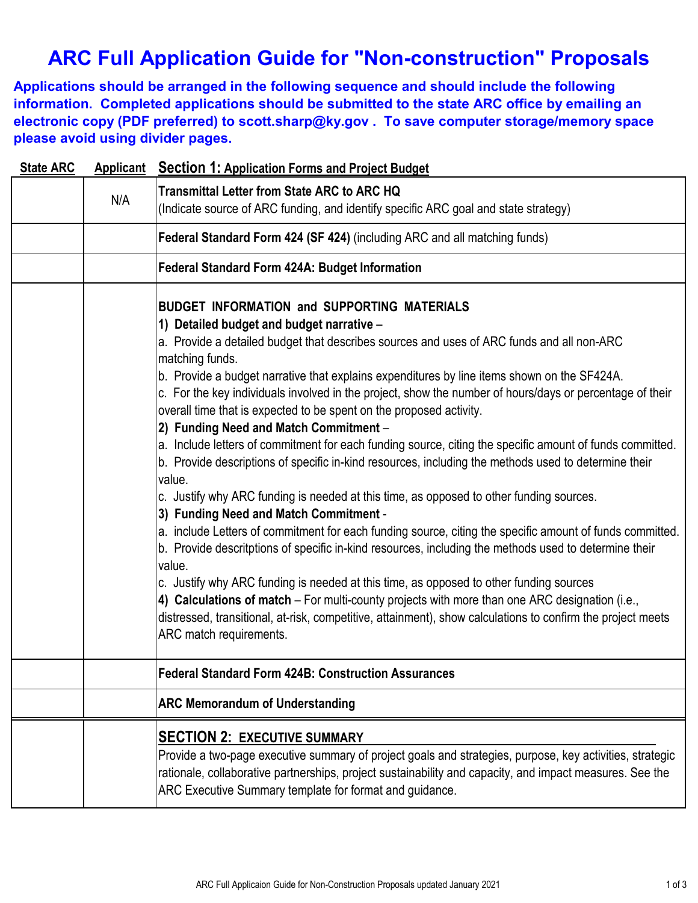# ARC Full Application Guide for "Non-construction" Proposals

**Applications should be arranged in the following sequence and should include the following information. Completed applications should be submitted to the state ARC office by emailing an electronic copy (PDF preferred) to scott.sharp@ky.gov . To save computer storage/memory space please avoid using divider pages.**

| State ARC | Applicant | Section 1: Application Forms and Project Budget |
|---|---|---|
| | N/A | **Transmittal Letter from State ARC to ARC HQ**<br>(Indicate source of ARC funding, and identify specific ARC goal and state strategy) |
| | | **Federal Standard Form 424 (SF 424)** (including ARC and all matching funds) |
| | | **Federal Standard Form 424A: Budget Information** |
| | | **BUDGET INFORMATION and SUPPORTING MATERIALS**<br>**1) Detailed budget and budget narrative** –<br>a. Provide a detailed budget that describes sources and uses of ARC funds and all non-ARC matching funds.<br>b. Provide a budget narrative that explains expenditures by line items shown on the SF424A.<br>c. For the key individuals involved in the project, show the number of hours/days or percentage of their overall time that is expected to be spent on the proposed activity.<br>**2) Funding Need and Match Commitment** –<br>a. Include letters of commitment for each funding source, citing the specific amount of funds committed.<br>b. Provide descriptions of specific in-kind resources, including the methods used to determine their value.<br>c. Justify why ARC funding is needed at this time, as opposed to other funding sources.<br>**3) Funding Need and Match Commitment** -<br>a. include Letters of commitment for each funding source, citing the specific amount of funds committed.<br>b. Provide descritptions of specific in-kind resources, including the methods used to determine their value.<br>c. Justify why ARC funding is needed at this time, as opposed to other funding sources<br>**4) Calculations of match** – For multi-county projects with more than one ARC designation (i.e., distressed, transitional, at-risk, competitive, attainment), show calculations to confirm the project meets ARC match requirements. |
| | | **Federal Standard Form 424B: Construction Assurances** |
| | | **ARC Memorandum of Understanding** |
| | | **SECTION 2: EXECUTIVE SUMMARY**<br>Provide a two-page executive summary of project goals and strategies, purpose, key activities, strategic rationale, collaborative partnerships, project sustainability and capacity, and impact measures. See the ARC Executive Summary template for format and guidance. |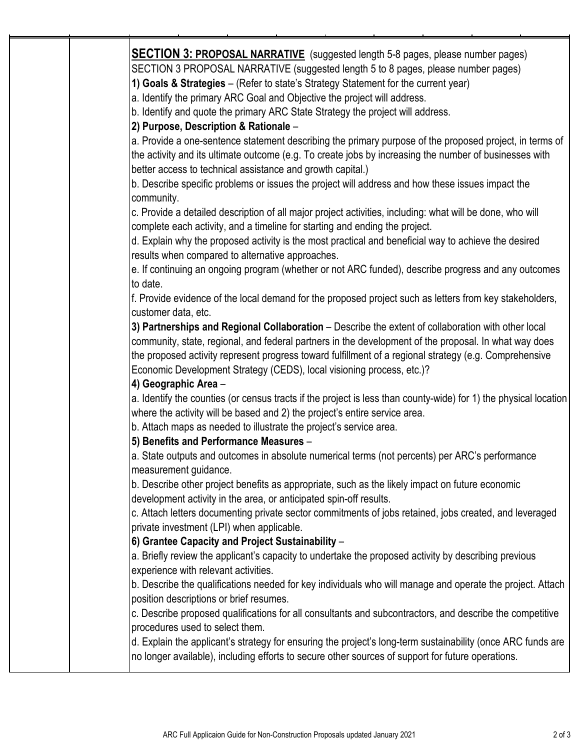## SECTION 3: PROPOSAL NARRATIVE (suggested length 5-8 pages, please number pages)

SECTION 3 PROPOSAL NARRATIVE (suggested length 5 to 8 pages, please number pages)

**1) Goals & Strategies** – (Refer to state's Strategy Statement for the current year)

a. Identify the primary ARC Goal and Objective the project will address.

b. Identify and quote the primary ARC State Strategy the project will address.

**2) Purpose, Description & Rationale** –

a. Provide a one-sentence statement describing the primary purpose of the proposed project, in terms of the activity and its ultimate outcome (e.g. To create jobs by increasing the number of businesses with better access to technical assistance and growth capital.)

b. Describe specific problems or issues the project will address and how these issues impact the community.

c. Provide a detailed description of all major project activities, including: what will be done, who will complete each activity, and a timeline for starting and ending the project.

d. Explain why the proposed activity is the most practical and beneficial way to achieve the desired results when compared to alternative approaches.

e. If continuing an ongoing program (whether or not ARC funded), describe progress and any outcomes to date.

f. Provide evidence of the local demand for the proposed project such as letters from key stakeholders, customer data, etc.

**3) Partnerships and Regional Collaboration** – Describe the extent of collaboration with other local community, state, regional, and federal partners in the development of the proposal. In what way does the proposed activity represent progress toward fulfillment of a regional strategy (e.g. Comprehensive Economic Development Strategy (CEDS), local visioning process, etc.)?

**4) Geographic Area** –

a. Identify the counties (or census tracts if the project is less than county-wide) for 1) the physical location where the activity will be based and 2) the project's entire service area.

b. Attach maps as needed to illustrate the project's service area.

**5) Benefits and Performance Measures** –

a. State outputs and outcomes in absolute numerical terms (not percents) per ARC's performance measurement guidance.

b. Describe other project benefits as appropriate, such as the likely impact on future economic development activity in the area, or anticipated spin-off results.

c. Attach letters documenting private sector commitments of jobs retained, jobs created, and leveraged private investment (LPI) when applicable.

**6) Grantee Capacity and Project Sustainability** –

a. Briefly review the applicant's capacity to undertake the proposed activity by describing previous experience with relevant activities.

b. Describe the qualifications needed for key individuals who will manage and operate the project. Attach position descriptions or brief resumes.

c. Describe proposed qualifications for all consultants and subcontractors, and describe the competitive procedures used to select them.

d. Explain the applicant's strategy for ensuring the project's long-term sustainability (once ARC funds are no longer available), including efforts to secure other sources of support for future operations.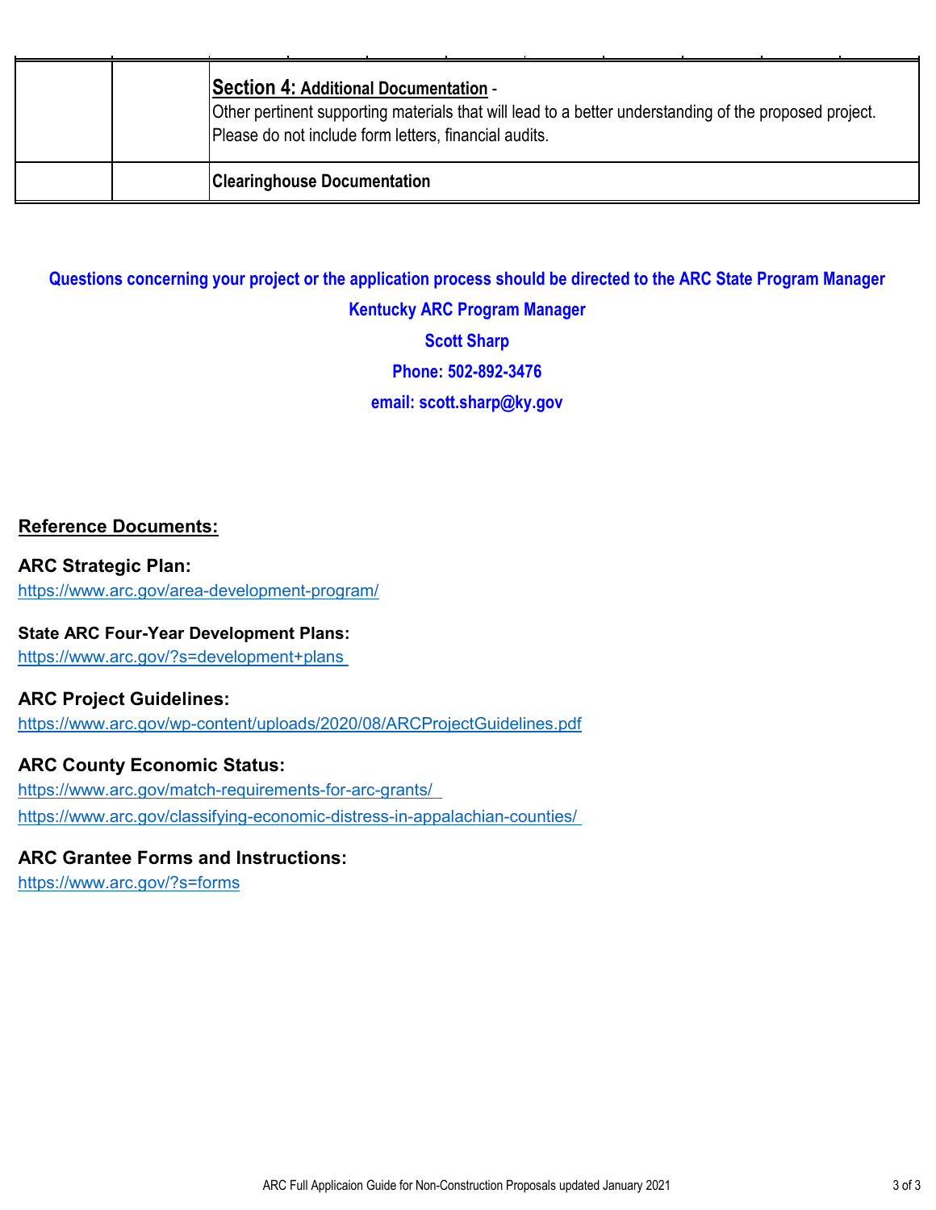| | | |
|---|---|---|
| | | **Section 4: Additional Documentation** - Other pertinent supporting materials that will lead to a better understanding of the proposed project. Please do not include form letters, financial audits. |
| | | **Clearinghouse Documentation** |

**Questions concerning your project or the application process should be directed to the ARC State Program Manager**

**Kentucky ARC Program Manager**

**Scott Sharp**

**Phone: 502-892-3476**

**email: scott.sharp@ky.gov**

## Reference Documents:

**ARC Strategic Plan:**
https://www.arc.gov/area-development-program/

**State ARC Four-Year Development Plans:**
https://www.arc.gov/?s=development+plans

**ARC Project Guidelines:**
https://www.arc.gov/wp-content/uploads/2020/08/ARCProjectGuidelines.pdf

**ARC County Economic Status:**
https://www.arc.gov/match-requirements-for-arc-grants/
https://www.arc.gov/classifying-economic-distress-in-appalachian-counties/

**ARC Grantee Forms and Instructions:**
https://www.arc.gov/?s=forms